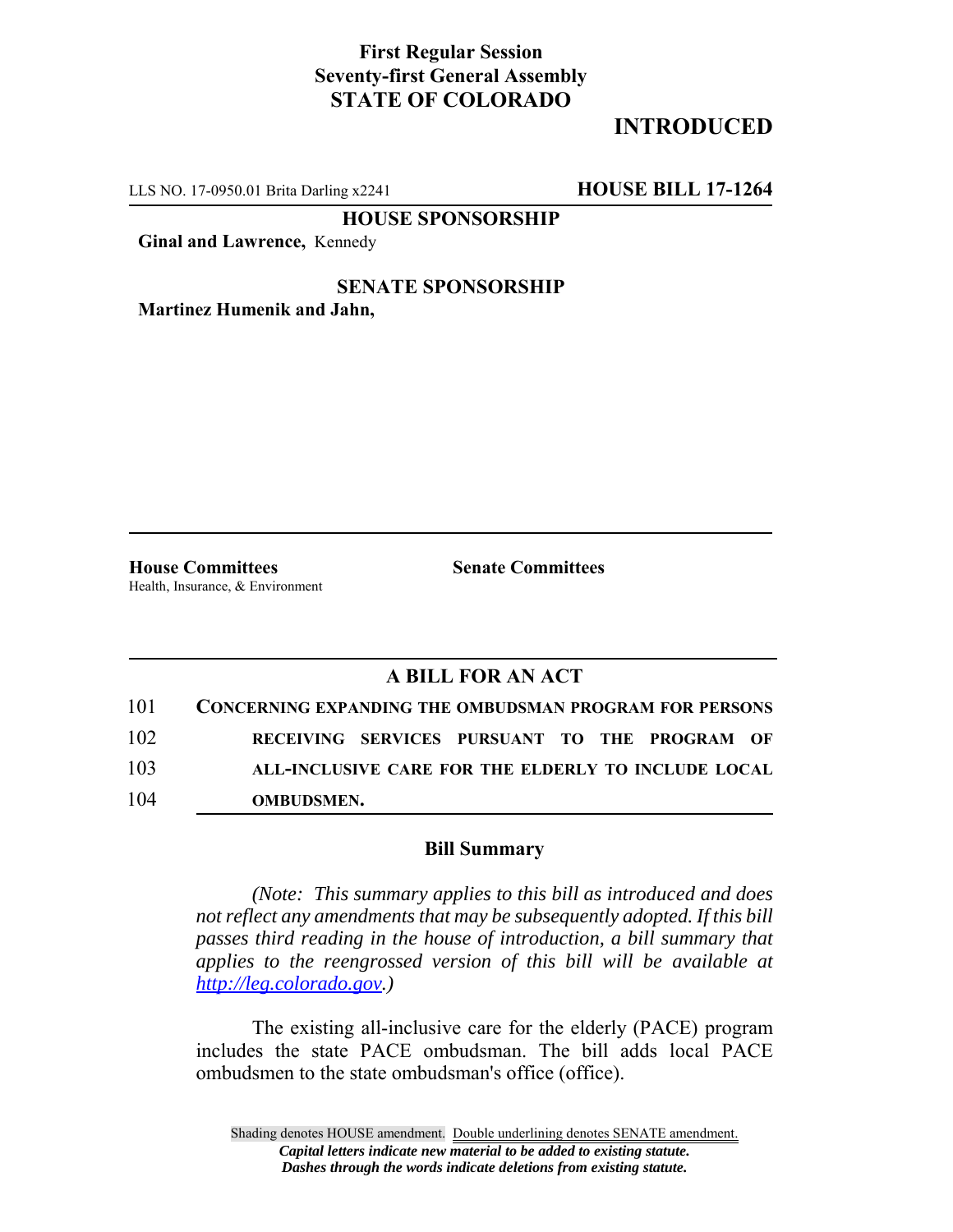**First Regular Session**
**Seventy-first General Assembly**
**STATE OF COLORADO**

# INTRODUCED

LLS NO. 17-0950.01 Brita Darling x2241 **HOUSE BILL 17-1264**

**HOUSE SPONSORSHIP**

**Ginal and Lawrence,** Kennedy

**SENATE SPONSORSHIP**

**Martinez Humenik and Jahn,**

**House Committees**
Health, Insurance, & Environment

**Senate Committees**

## A BILL FOR AN ACT

101 **CONCERNING EXPANDING THE OMBUDSMAN PROGRAM FOR PERSONS**
102 **RECEIVING SERVICES PURSUANT TO THE PROGRAM OF**
103 **ALL-INCLUSIVE CARE FOR THE ELDERLY TO INCLUDE LOCAL**
104 **OMBUDSMEN.**

### Bill Summary

*(Note: This summary applies to this bill as introduced and does not reflect any amendments that may be subsequently adopted. If this bill passes third reading in the house of introduction, a bill summary that applies to the reengrossed version of this bill will be available at http://leg.colorado.gov.)*

The existing all-inclusive care for the elderly (PACE) program includes the state PACE ombudsman. The bill adds local PACE ombudsmen to the state ombudsman's office (office).

Shading denotes HOUSE amendment. Double underlining denotes SENATE amendment.
*Capital letters indicate new material to be added to existing statute.*
*Dashes through the words indicate deletions from existing statute.*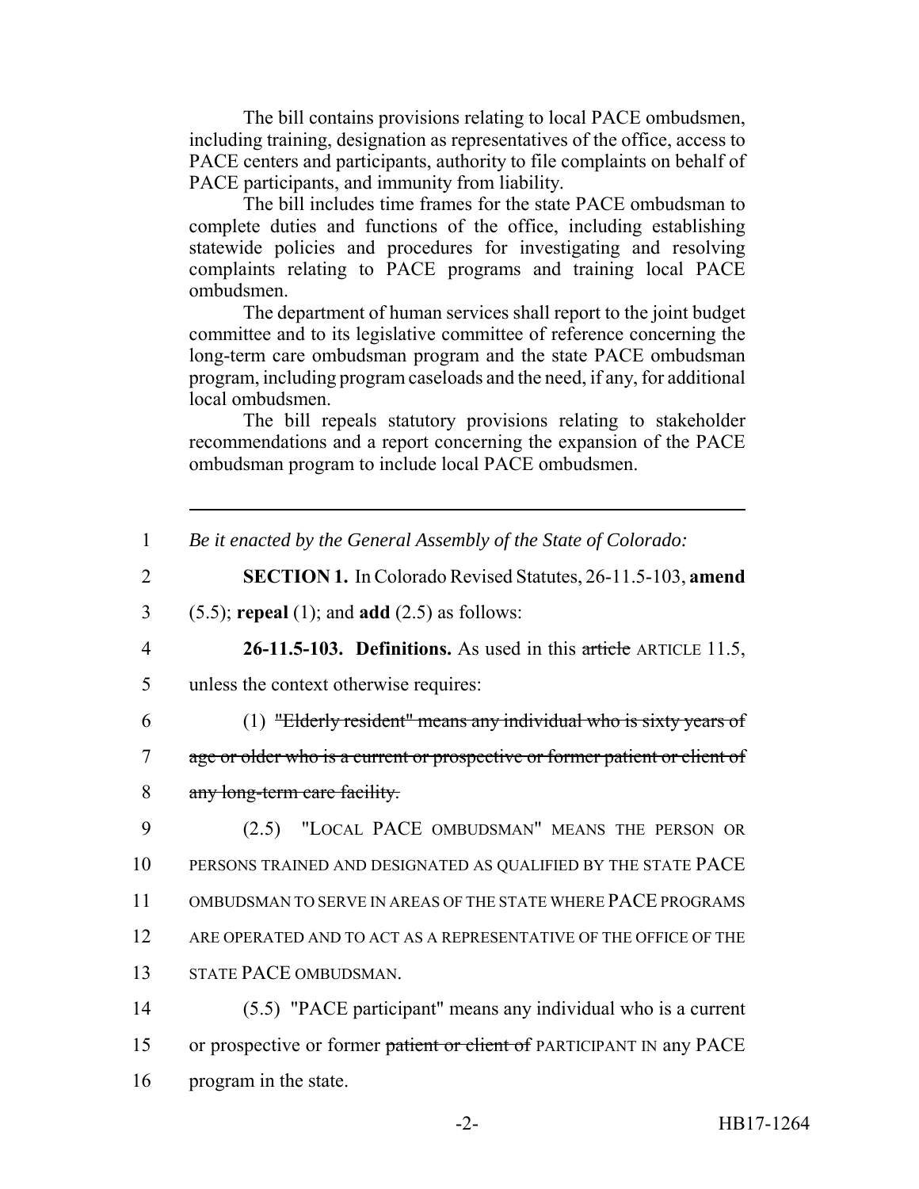The bill contains provisions relating to local PACE ombudsmen, including training, designation as representatives of the office, access to PACE centers and participants, authority to file complaints on behalf of PACE participants, and immunity from liability.

The bill includes time frames for the state PACE ombudsman to complete duties and functions of the office, including establishing statewide policies and procedures for investigating and resolving complaints relating to PACE programs and training local PACE ombudsmen.

The department of human services shall report to the joint budget committee and to its legislative committee of reference concerning the long-term care ombudsman program and the state PACE ombudsman program, including program caseloads and the need, if any, for additional local ombudsmen.

The bill repeals statutory provisions relating to stakeholder recommendations and a report concerning the expansion of the PACE ombudsman program to include local PACE ombudsmen.

---

1 *Be it enacted by the General Assembly of the State of Colorado:*

2 **SECTION 1.** In Colorado Revised Statutes, 26-11.5-103, **amend**

3 (5.5); **repeal** (1); and **add** (2.5) as follows:

4 **26-11.5-103. Definitions.** As used in this ~~article~~ ARTICLE 11.5,

5 unless the context otherwise requires:

6 (1) ~~"Elderly resident" means any individual who is sixty years of~~

7 ~~age or older who is a current or prospective or former patient or client of~~

8 ~~any long-term care facility.~~

9 (2.5) "LOCAL PACE OMBUDSMAN" MEANS THE PERSON OR

10 PERSONS TRAINED AND DESIGNATED AS QUALIFIED BY THE STATE PACE

11 OMBUDSMAN TO SERVE IN AREAS OF THE STATE WHERE PACE PROGRAMS

12 ARE OPERATED AND TO ACT AS A REPRESENTATIVE OF THE OFFICE OF THE

13 STATE PACE OMBUDSMAN.

14 (5.5) "PACE participant" means any individual who is a current

15 or prospective or former ~~patient or client of~~ PARTICIPANT IN any PACE

16 program in the state.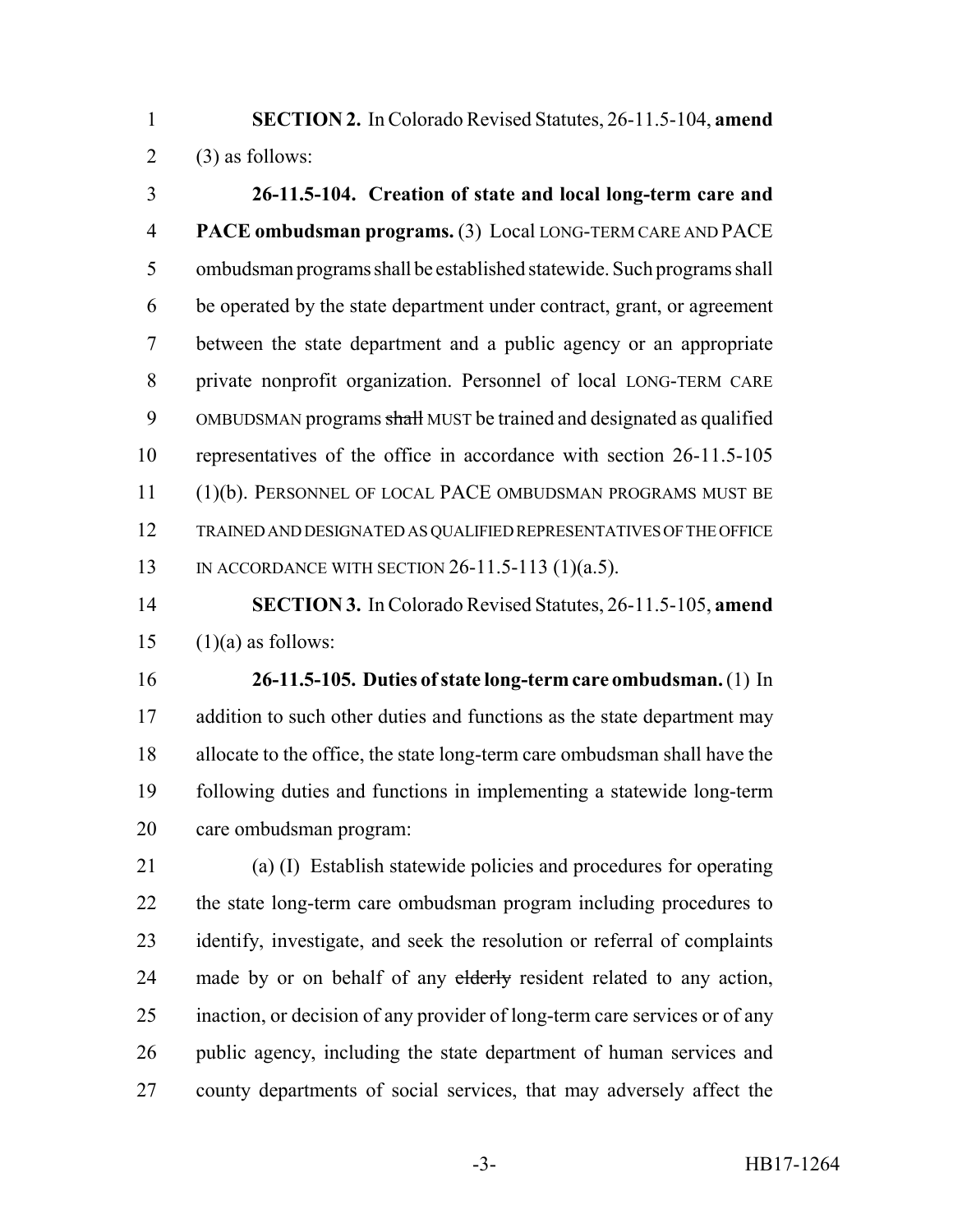**SECTION 2.** In Colorado Revised Statutes, 26-11.5-104, **amend** (3) as follows:

**26-11.5-104. Creation of state and local long-term care and PACE ombudsman programs.** (3) Local LONG-TERM CARE AND PACE ombudsman programs shall be established statewide. Such programs shall be operated by the state department under contract, grant, or agreement between the state department and a public agency or an appropriate private nonprofit organization. Personnel of local LONG-TERM CARE OMBUDSMAN programs ~~shall~~ MUST be trained and designated as qualified representatives of the office in accordance with section 26-11.5-105 (1)(b). PERSONNEL OF LOCAL PACE OMBUDSMAN PROGRAMS MUST BE TRAINED AND DESIGNATED AS QUALIFIED REPRESENTATIVES OF THE OFFICE IN ACCORDANCE WITH SECTION 26-11.5-113 (1)(a.5).

**SECTION 3.** In Colorado Revised Statutes, 26-11.5-105, **amend** (1)(a) as follows:

**26-11.5-105. Duties of state long-term care ombudsman.** (1) In addition to such other duties and functions as the state department may allocate to the office, the state long-term care ombudsman shall have the following duties and functions in implementing a statewide long-term care ombudsman program:

(a) (I) Establish statewide policies and procedures for operating the state long-term care ombudsman program including procedures to identify, investigate, and seek the resolution or referral of complaints made by or on behalf of any ~~elderly~~ resident related to any action, inaction, or decision of any provider of long-term care services or of any public agency, including the state department of human services and county departments of social services, that may adversely affect the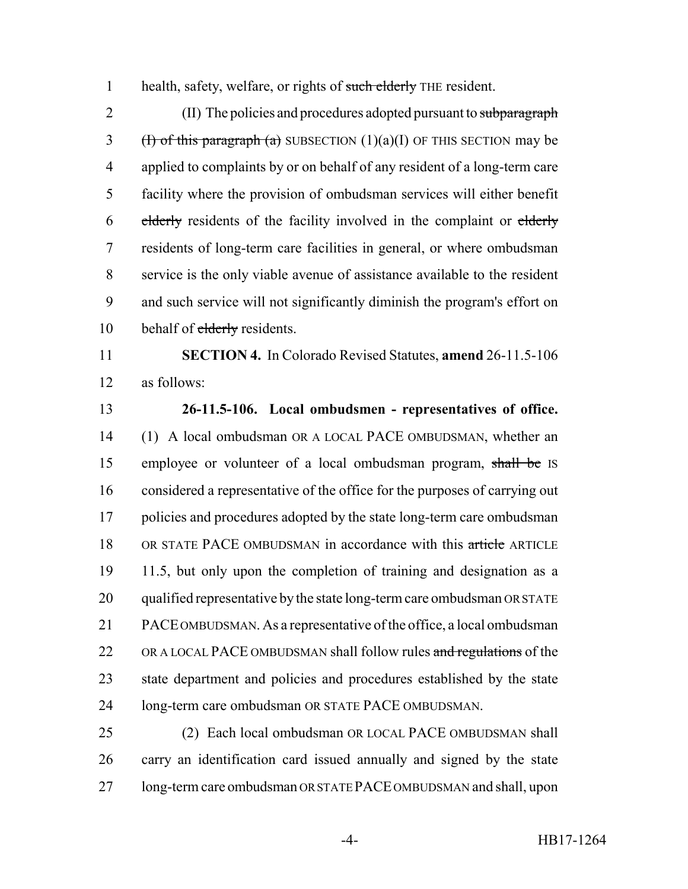health, safety, welfare, or rights of ~~such elderly~~ THE resident.

(II) The policies and procedures adopted pursuant to ~~subparagraph (I) of this paragraph (a)~~ SUBSECTION (1)(a)(I) OF THIS SECTION may be applied to complaints by or on behalf of any resident of a long-term care facility where the provision of ombudsman services will either benefit ~~elderly~~ residents of the facility involved in the complaint or ~~elderly~~ residents of long-term care facilities in general, or where ombudsman service is the only viable avenue of assistance available to the resident and such service will not significantly diminish the program's effort on behalf of ~~elderly~~ residents.

**SECTION 4.** In Colorado Revised Statutes, **amend** 26-11.5-106 as follows:

**26-11.5-106. Local ombudsmen - representatives of office.** (1) A local ombudsman OR A LOCAL PACE OMBUDSMAN, whether an employee or volunteer of a local ombudsman program, ~~shall be~~ IS considered a representative of the office for the purposes of carrying out policies and procedures adopted by the state long-term care ombudsman OR STATE PACE OMBUDSMAN in accordance with this ~~article~~ ARTICLE 11.5, but only upon the completion of training and designation as a qualified representative by the state long-term care ombudsman OR STATE PACE OMBUDSMAN. As a representative of the office, a local ombudsman OR A LOCAL PACE OMBUDSMAN shall follow rules ~~and regulations~~ of the state department and policies and procedures established by the state long-term care ombudsman OR STATE PACE OMBUDSMAN.

(2) Each local ombudsman OR LOCAL PACE OMBUDSMAN shall carry an identification card issued annually and signed by the state long-term care ombudsman OR STATE PACE OMBUDSMAN and shall, upon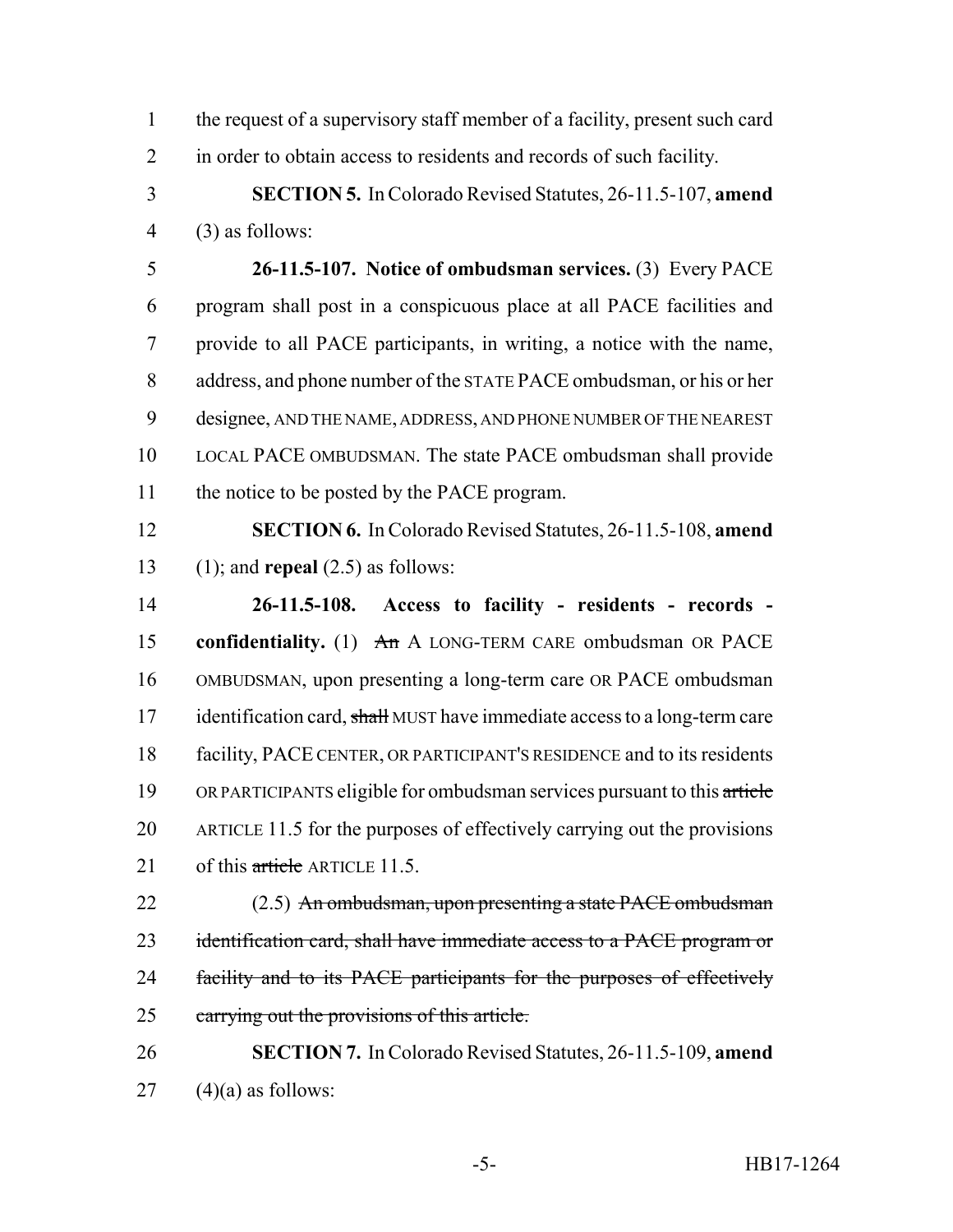the request of a supervisory staff member of a facility, present such card in order to obtain access to residents and records of such facility.

**SECTION 5.** In Colorado Revised Statutes, 26-11.5-107, **amend** (3) as follows:

**26-11.5-107. Notice of ombudsman services.** (3) Every PACE program shall post in a conspicuous place at all PACE facilities and provide to all PACE participants, in writing, a notice with the name, address, and phone number of the STATE PACE ombudsman, or his or her designee, AND THE NAME, ADDRESS, AND PHONE NUMBER OF THE NEAREST LOCAL PACE OMBUDSMAN. The state PACE ombudsman shall provide the notice to be posted by the PACE program.

**SECTION 6.** In Colorado Revised Statutes, 26-11.5-108, **amend** (1); and **repeal** (2.5) as follows:

**26-11.5-108. Access to facility - residents - records - confidentiality.** (1) ~~An~~ A LONG-TERM CARE ombudsman OR PACE OMBUDSMAN, upon presenting a long-term care OR PACE ombudsman identification card, ~~shall~~ MUST have immediate access to a long-term care facility, PACE CENTER, OR PARTICIPANT'S RESIDENCE and to its residents OR PARTICIPANTS eligible for ombudsman services pursuant to this ~~article~~ ARTICLE 11.5 for the purposes of effectively carrying out the provisions of this ~~article~~ ARTICLE 11.5.

(2.5) ~~An ombudsman, upon presenting a state PACE ombudsman identification card, shall have immediate access to a PACE program or facility and to its PACE participants for the purposes of effectively carrying out the provisions of this article.~~

**SECTION 7.** In Colorado Revised Statutes, 26-11.5-109, **amend** (4)(a) as follows: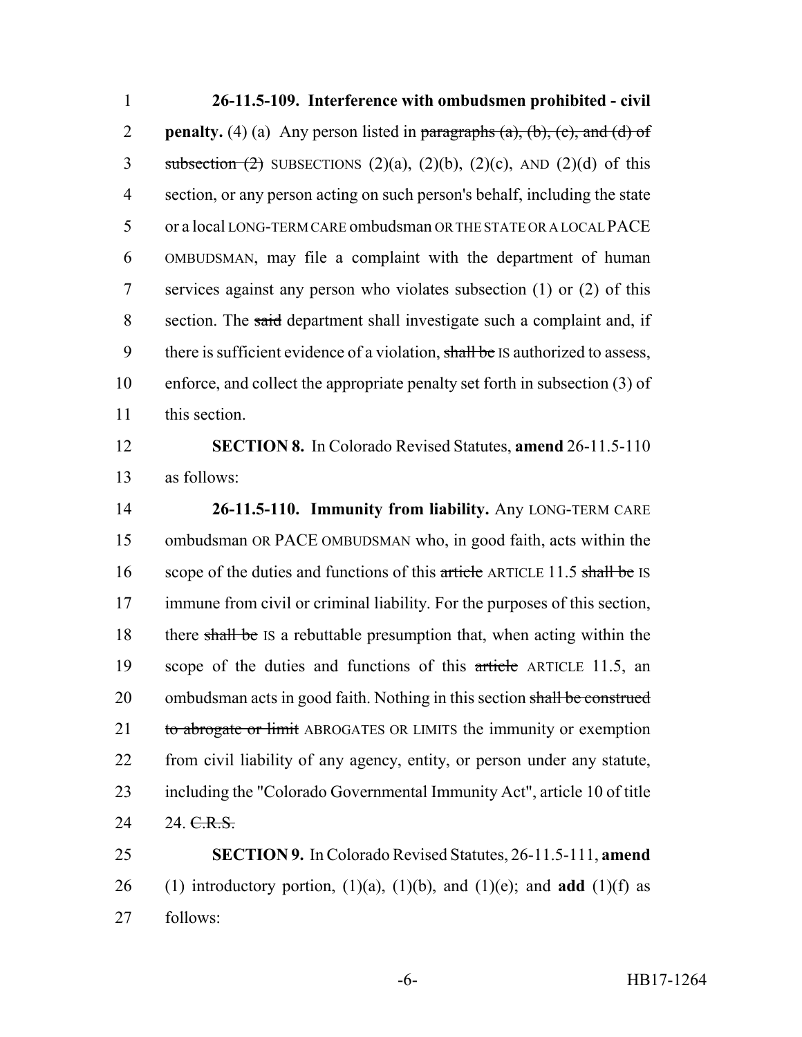**26-11.5-109. Interference with ombudsmen prohibited - civil penalty.** (4) (a) Any person listed in ~~paragraphs (a), (b), (c), and (d) of subsection (2)~~ SUBSECTIONS (2)(a), (2)(b), (2)(c), AND (2)(d) of this section, or any person acting on such person's behalf, including the state or a local LONG-TERM CARE ombudsman OR THE STATE OR A LOCAL PACE OMBUDSMAN, may file a complaint with the department of human services against any person who violates subsection (1) or (2) of this section. The ~~said~~ department shall investigate such a complaint and, if there is sufficient evidence of a violation, ~~shall be~~ IS authorized to assess, enforce, and collect the appropriate penalty set forth in subsection (3) of this section.

**SECTION 8.** In Colorado Revised Statutes, **amend** 26-11.5-110 as follows:

**26-11.5-110. Immunity from liability.** Any LONG-TERM CARE ombudsman OR PACE OMBUDSMAN who, in good faith, acts within the scope of the duties and functions of this ~~article~~ ARTICLE 11.5 ~~shall be~~ IS immune from civil or criminal liability. For the purposes of this section, there ~~shall be~~ IS a rebuttable presumption that, when acting within the scope of the duties and functions of this ~~article~~ ARTICLE 11.5, an ombudsman acts in good faith. Nothing in this section ~~shall be construed to abrogate or limit~~ ABROGATES OR LIMITS the immunity or exemption from civil liability of any agency, entity, or person under any statute, including the "Colorado Governmental Immunity Act", article 10 of title 24. ~~C.R.S.~~

**SECTION 9.** In Colorado Revised Statutes, 26-11.5-111, **amend** (1) introductory portion, (1)(a), (1)(b), and (1)(e); and **add** (1)(f) as follows: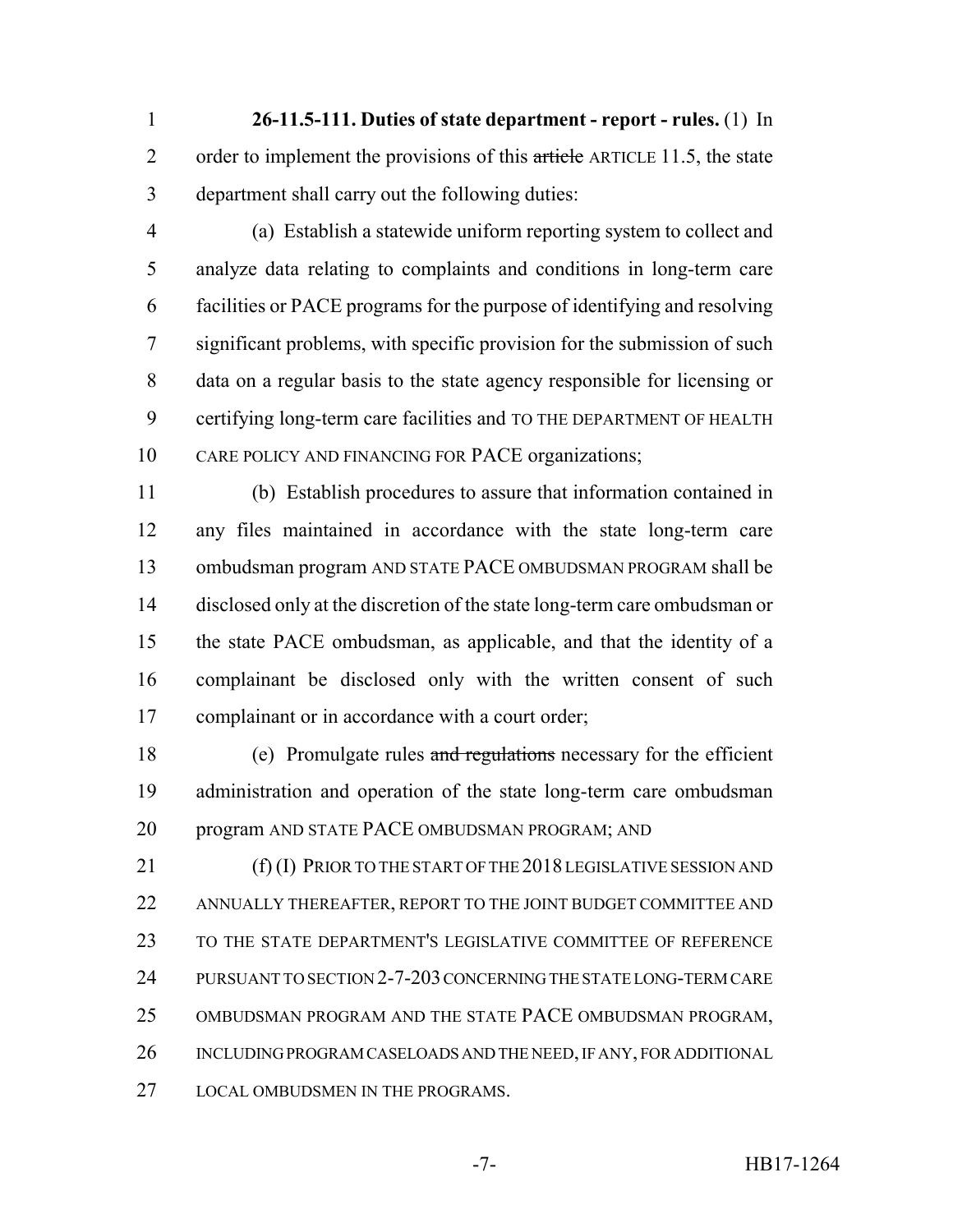**26-11.5-111. Duties of state department - report - rules.** (1) In order to implement the provisions of this ~~article~~ ARTICLE 11.5, the state department shall carry out the following duties:

(a) Establish a statewide uniform reporting system to collect and analyze data relating to complaints and conditions in long-term care facilities or PACE programs for the purpose of identifying and resolving significant problems, with specific provision for the submission of such data on a regular basis to the state agency responsible for licensing or certifying long-term care facilities and TO THE DEPARTMENT OF HEALTH CARE POLICY AND FINANCING FOR PACE organizations;

(b) Establish procedures to assure that information contained in any files maintained in accordance with the state long-term care ombudsman program AND STATE PACE OMBUDSMAN PROGRAM shall be disclosed only at the discretion of the state long-term care ombudsman or the state PACE ombudsman, as applicable, and that the identity of a complainant be disclosed only with the written consent of such complainant or in accordance with a court order;

(e) Promulgate rules ~~and regulations~~ necessary for the efficient administration and operation of the state long-term care ombudsman program AND STATE PACE OMBUDSMAN PROGRAM; AND

(f) (I) PRIOR TO THE START OF THE 2018 LEGISLATIVE SESSION AND ANNUALLY THEREAFTER, REPORT TO THE JOINT BUDGET COMMITTEE AND TO THE STATE DEPARTMENT'S LEGISLATIVE COMMITTEE OF REFERENCE PURSUANT TO SECTION 2-7-203 CONCERNING THE STATE LONG-TERM CARE OMBUDSMAN PROGRAM AND THE STATE PACE OMBUDSMAN PROGRAM, INCLUDING PROGRAM CASELOADS AND THE NEED, IF ANY, FOR ADDITIONAL LOCAL OMBUDSMEN IN THE PROGRAMS.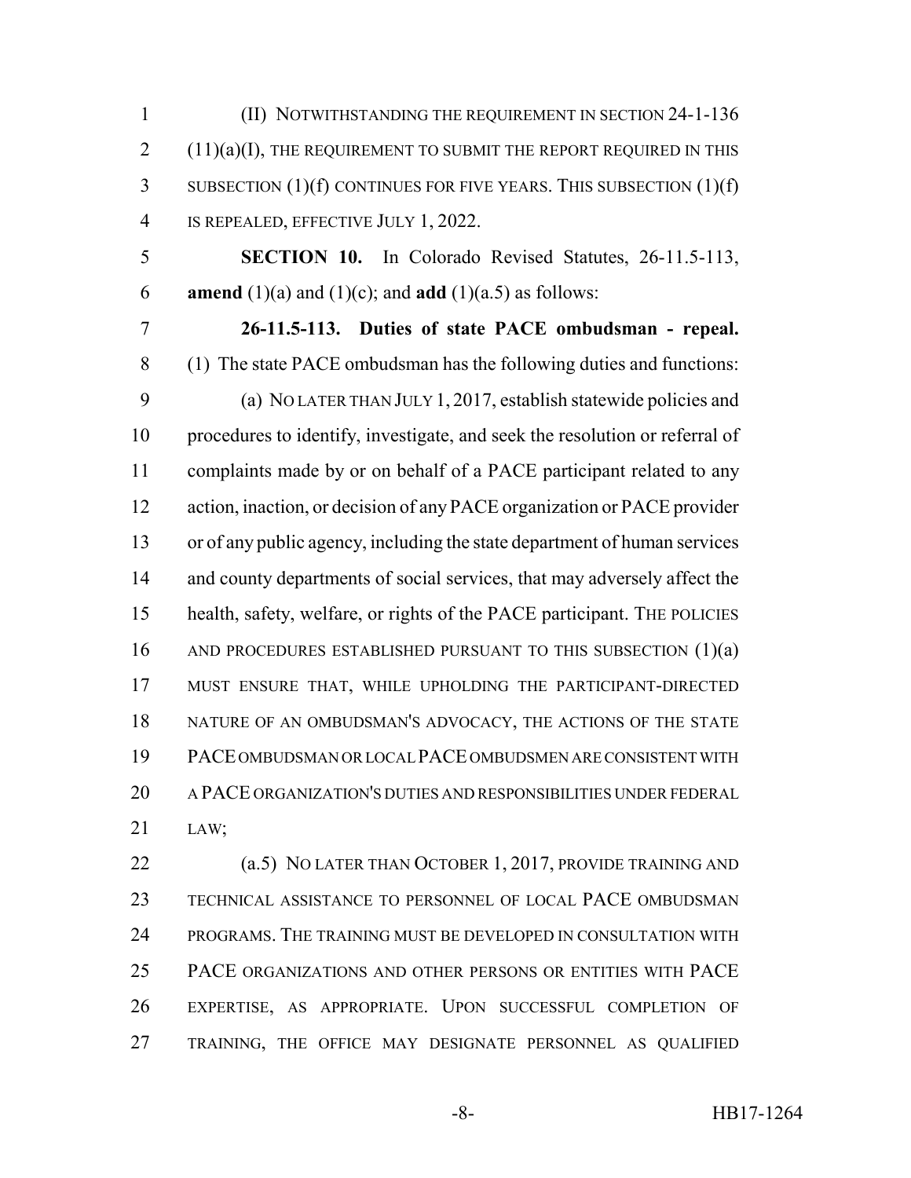(II) NOTWITHSTANDING THE REQUIREMENT IN SECTION 24-1-136 (11)(a)(I), THE REQUIREMENT TO SUBMIT THE REPORT REQUIRED IN THIS SUBSECTION (1)(f) CONTINUES FOR FIVE YEARS. THIS SUBSECTION (1)(f) IS REPEALED, EFFECTIVE JULY 1, 2022.

**SECTION 10.** In Colorado Revised Statutes, 26-11.5-113, **amend** (1)(a) and (1)(c); and **add** (1)(a.5) as follows:

**26-11.5-113. Duties of state PACE ombudsman - repeal.** (1) The state PACE ombudsman has the following duties and functions:

(a) NO LATER THAN JULY 1, 2017, establish statewide policies and procedures to identify, investigate, and seek the resolution or referral of complaints made by or on behalf of a PACE participant related to any action, inaction, or decision of any PACE organization or PACE provider or of any public agency, including the state department of human services and county departments of social services, that may adversely affect the health, safety, welfare, or rights of the PACE participant. THE POLICIES AND PROCEDURES ESTABLISHED PURSUANT TO THIS SUBSECTION (1)(a) MUST ENSURE THAT, WHILE UPHOLDING THE PARTICIPANT-DIRECTED NATURE OF AN OMBUDSMAN'S ADVOCACY, THE ACTIONS OF THE STATE PACE OMBUDSMAN OR LOCAL PACE OMBUDSMEN ARE CONSISTENT WITH A PACE ORGANIZATION'S DUTIES AND RESPONSIBILITIES UNDER FEDERAL LAW;

(a.5) NO LATER THAN OCTOBER 1, 2017, PROVIDE TRAINING AND TECHNICAL ASSISTANCE TO PERSONNEL OF LOCAL PACE OMBUDSMAN PROGRAMS. THE TRAINING MUST BE DEVELOPED IN CONSULTATION WITH PACE ORGANIZATIONS AND OTHER PERSONS OR ENTITIES WITH PACE EXPERTISE, AS APPROPRIATE. UPON SUCCESSFUL COMPLETION OF TRAINING, THE OFFICE MAY DESIGNATE PERSONNEL AS QUALIFIED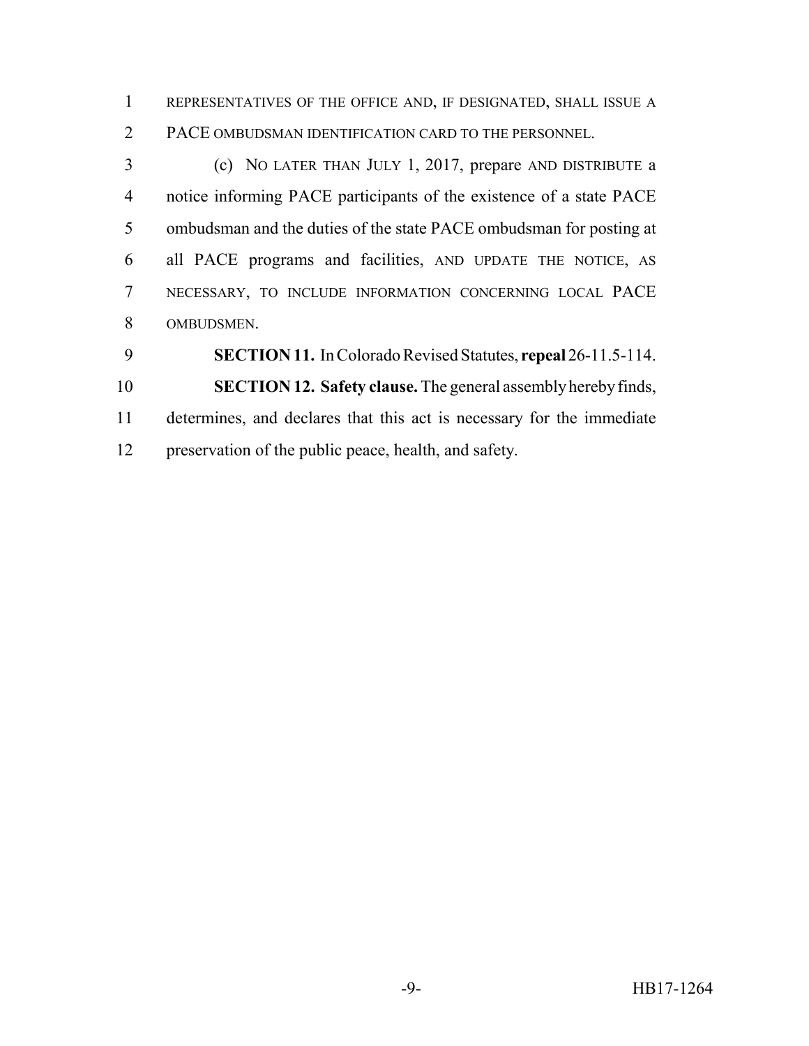REPRESENTATIVES OF THE OFFICE AND, IF DESIGNATED, SHALL ISSUE A PACE OMBUDSMAN IDENTIFICATION CARD TO THE PERSONNEL.

(c) NO LATER THAN JULY 1, 2017, prepare AND DISTRIBUTE a notice informing PACE participants of the existence of a state PACE ombudsman and the duties of the state PACE ombudsman for posting at all PACE programs and facilities, AND UPDATE THE NOTICE, AS NECESSARY, TO INCLUDE INFORMATION CONCERNING LOCAL PACE OMBUDSMEN.

**SECTION 11.** In Colorado Revised Statutes, **repeal** 26-11.5-114.

**SECTION 12. Safety clause.** The general assembly hereby finds, determines, and declares that this act is necessary for the immediate preservation of the public peace, health, and safety.